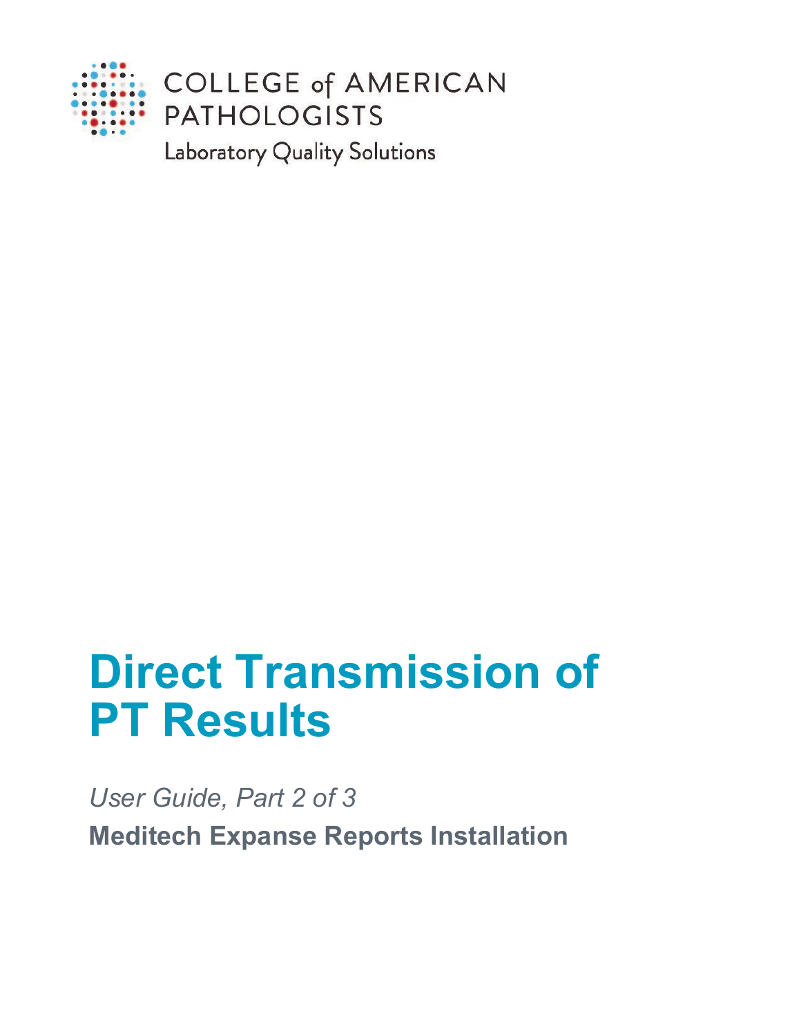COLLEGE of AMERICAN PATHOLOGISTS

Laboratory Quality Solutions

# Direct Transmission of PT Results

*User Guide, Part 2 of 3*

**Meditech Expanse Reports Installation**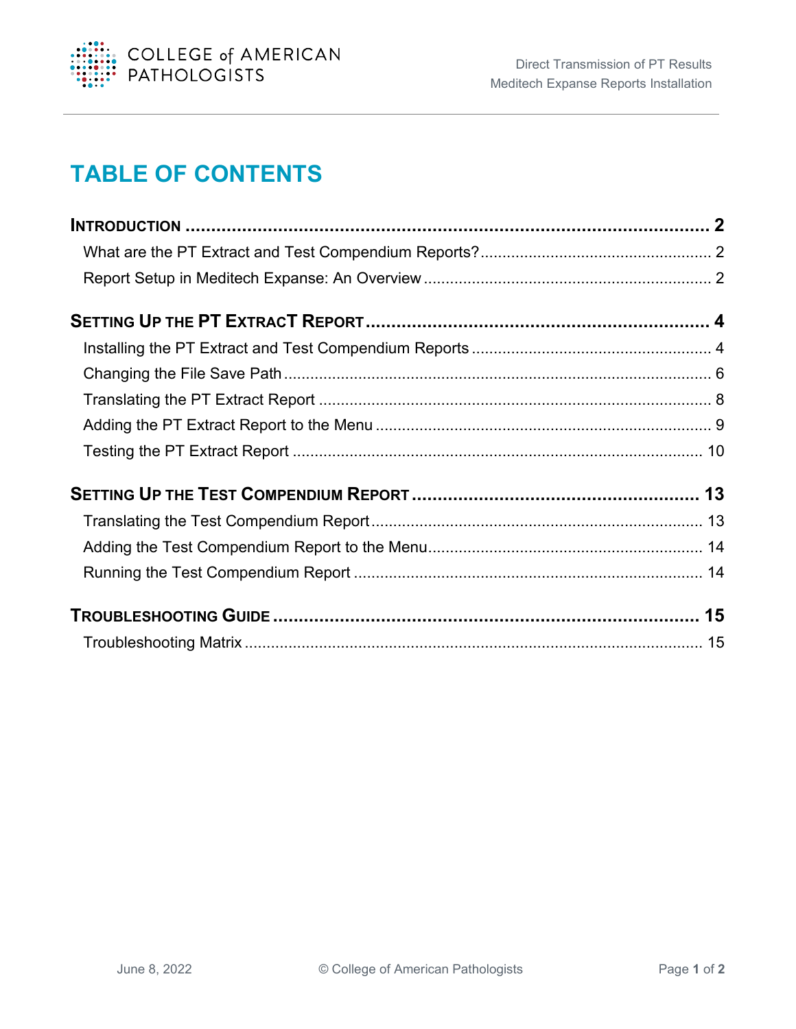# TABLE OF CONTENTS

**INTRODUCTION** .......... **2**

- What are the PT Extract and Test Compendium Reports? .......... 2
- Report Setup in Meditech Expanse: An Overview .......... 2

**SETTING UP THE PT EXTRACT REPORT** .......... **4**

- Installing the PT Extract and Test Compendium Reports .......... 4
- Changing the File Save Path .......... 6
- Translating the PT Extract Report .......... 8
- Adding the PT Extract Report to the Menu .......... 9
- Testing the PT Extract Report .......... 10

**SETTING UP THE TEST COMPENDIUM REPORT** .......... **13**

- Translating the Test Compendium Report .......... 13
- Adding the Test Compendium Report to the Menu .......... 14
- Running the Test Compendium Report .......... 14

**TROUBLESHOOTING GUIDE** .......... **15**

- Troubleshooting Matrix .......... 15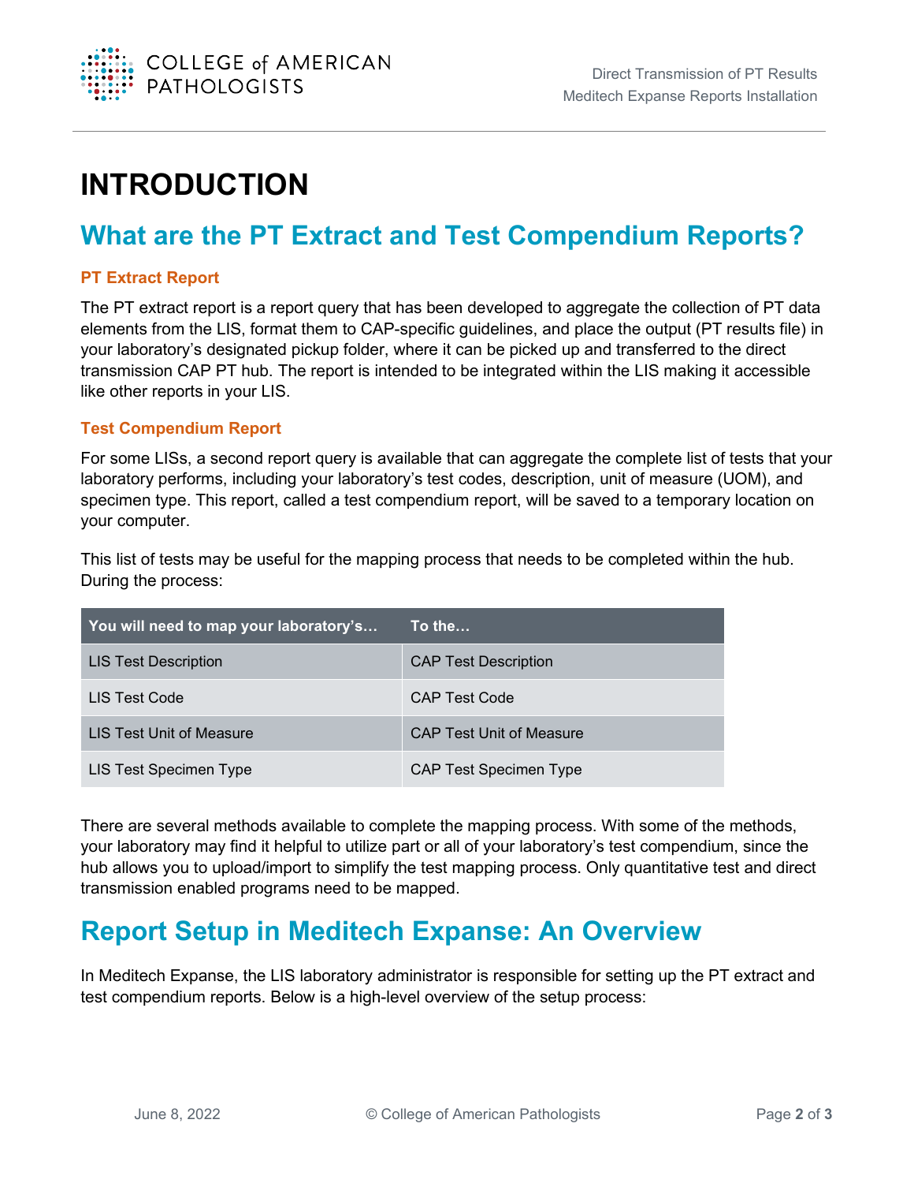# INTRODUCTION

## What are the PT Extract and Test Compendium Reports?

### PT Extract Report

The PT extract report is a report query that has been developed to aggregate the collection of PT data elements from the LIS, format them to CAP-specific guidelines, and place the output (PT results file) in your laboratory's designated pickup folder, where it can be picked up and transferred to the direct transmission CAP PT hub. The report is intended to be integrated within the LIS making it accessible like other reports in your LIS.

### Test Compendium Report

For some LISs, a second report query is available that can aggregate the complete list of tests that your laboratory performs, including your laboratory's test codes, description, unit of measure (UOM), and specimen type. This report, called a test compendium report, will be saved to a temporary location on your computer.

This list of tests may be useful for the mapping process that needs to be completed within the hub. During the process:

| You will need to map your laboratory's… | To the… |
|---|---|
| LIS Test Description | CAP Test Description |
| LIS Test Code | CAP Test Code |
| LIS Test Unit of Measure | CAP Test Unit of Measure |
| LIS Test Specimen Type | CAP Test Specimen Type |

There are several methods available to complete the mapping process. With some of the methods, your laboratory may find it helpful to utilize part or all of your laboratory's test compendium, since the hub allows you to upload/import to simplify the test mapping process. Only quantitative test and direct transmission enabled programs need to be mapped.

## Report Setup in Meditech Expanse: An Overview

In Meditech Expanse, the LIS laboratory administrator is responsible for setting up the PT extract and test compendium reports. Below is a high-level overview of the setup process: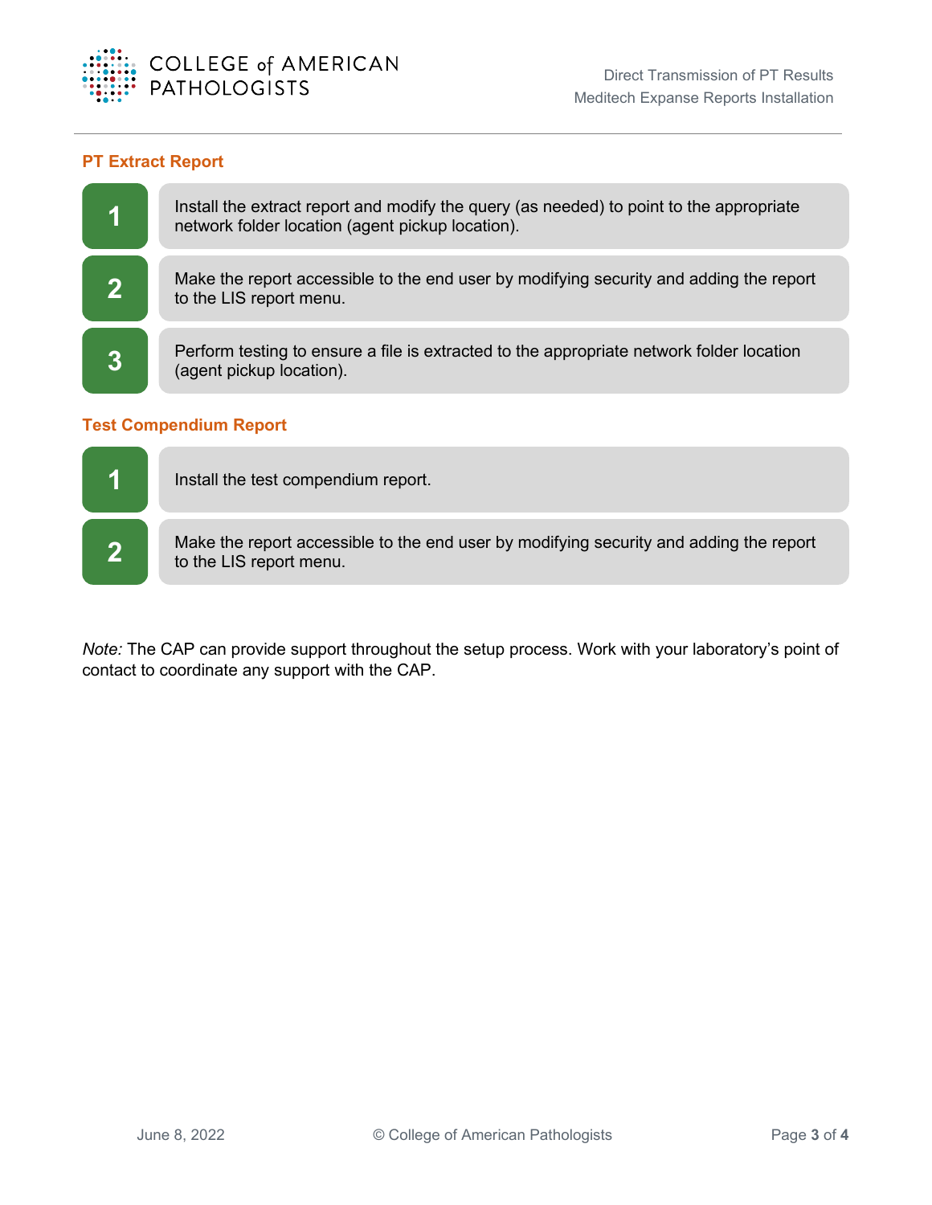## PT Extract Report

1. Install the extract report and modify the query (as needed) to point to the appropriate network folder location (agent pickup location).
2. Make the report accessible to the end user by modifying security and adding the report to the LIS report menu.
3. Perform testing to ensure a file is extracted to the appropriate network folder location (agent pickup location).

## Test Compendium Report

1. Install the test compendium report.
2. Make the report accessible to the end user by modifying security and adding the report to the LIS report menu.

*Note:* The CAP can provide support throughout the setup process. Work with your laboratory's point of contact to coordinate any support with the CAP.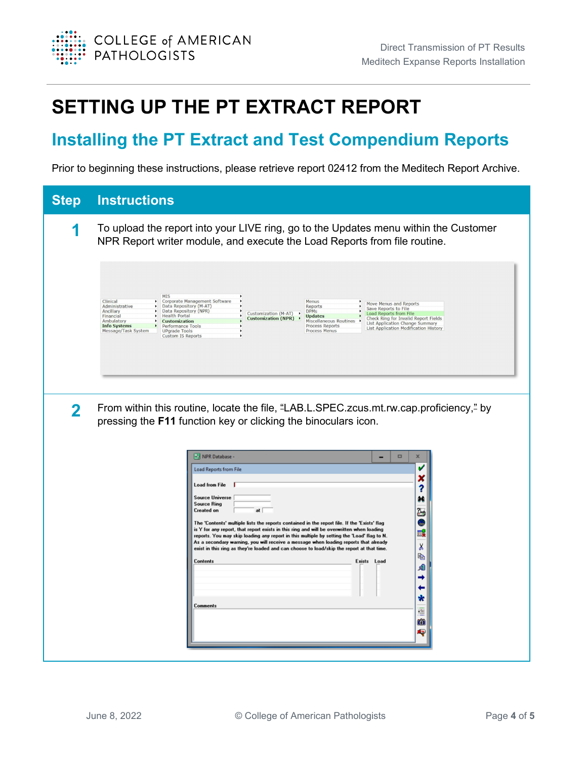# SETTING UP THE PT EXTRACT REPORT

## Installing the PT Extract and Test Compendium Reports

Prior to beginning these instructions, please retrieve report 02412 from the Meditech Report Archive.

| Step | Instructions |
| --- | --- |
| 1 | To upload the report into your LIVE ring, go to the Updates menu within the Customer NPR Report writer module, and execute the Load Reports from file routine. |
| 2 | From within this routine, locate the file, "LAB.L.SPEC.zcus.mt.rw.cap.proficiency," by pressing the **F11** function key or clicking the binoculars icon. |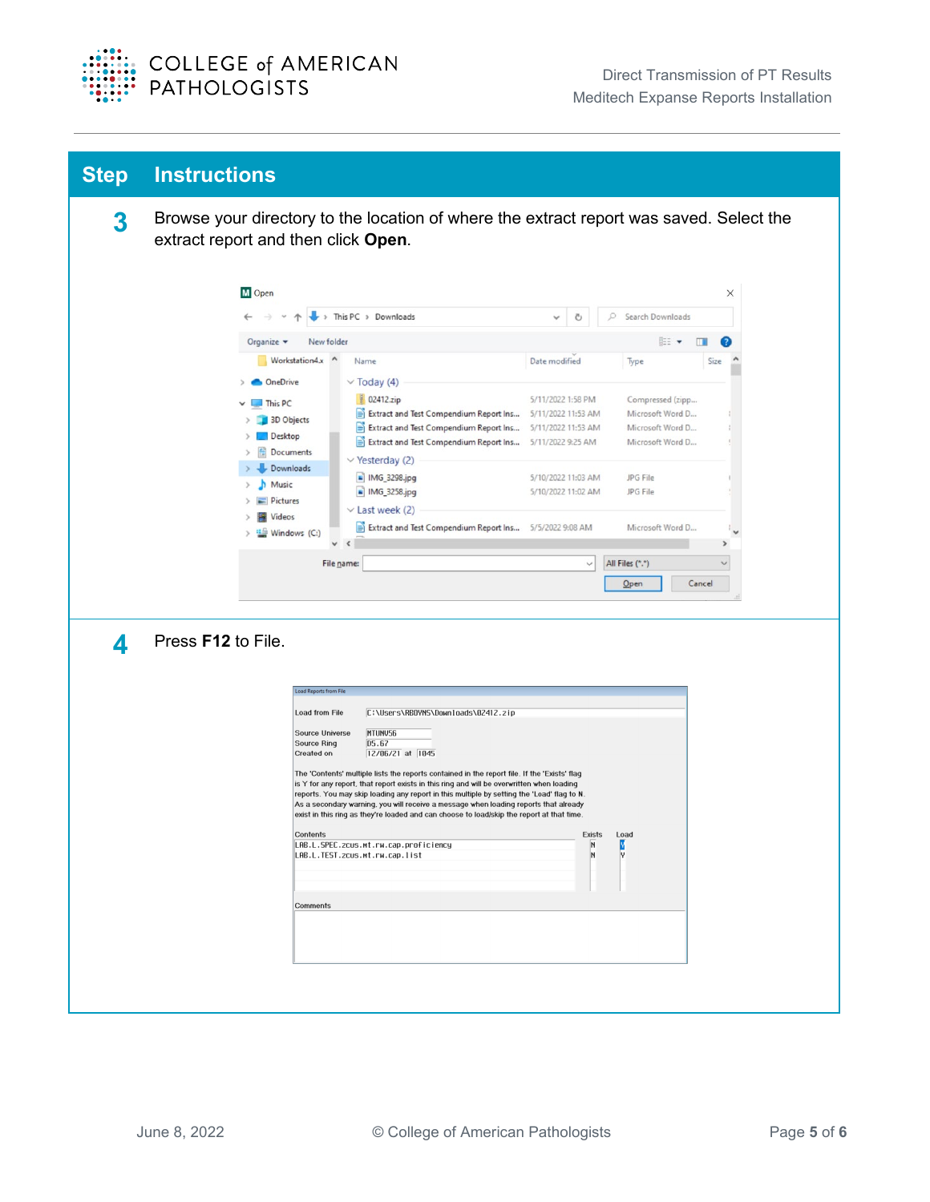| Step | Instructions |
| --- | --- |
| 3 | Browse your directory to the location of where the extract report was saved. Select the extract report and then click **Open**. |
| 4 | Press **F12** to File. |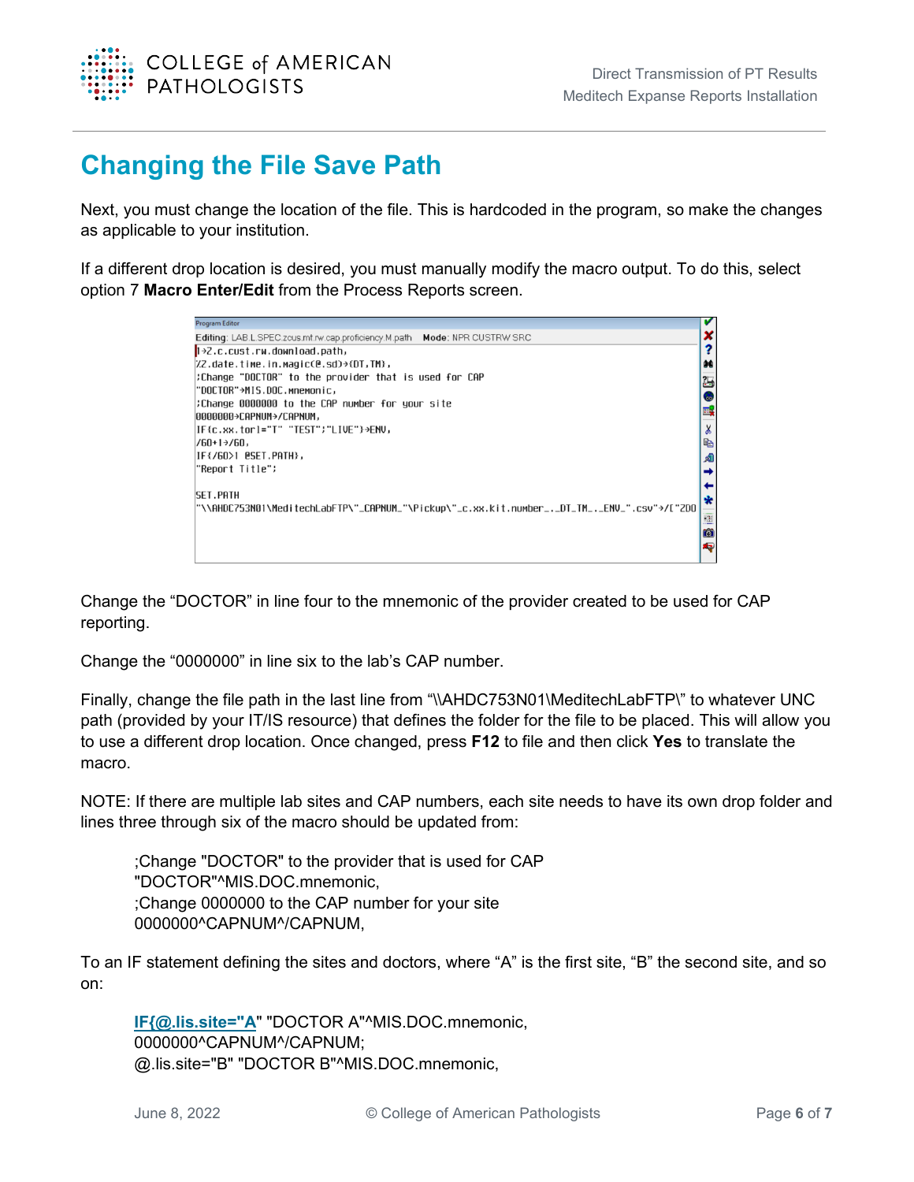# Changing the File Save Path

Next, you must change the location of the file. This is hardcoded in the program, so make the changes as applicable to your institution.

If a different drop location is desired, you must manually modify the macro output. To do this, select option 7 **Macro Enter/Edit** from the Process Reports screen.

```
Program Editor
Editing: LAB.L.SPEC.zcus.mt.rw.cap.proficiency.M.path   Mode: NPR CUSTRW SRC
1→Z.c.cust.rw.download.path,
%Z.date.time.in.magic(@.sd)→{DT,TM},
;Change "DOCTOR" to the provider that is used for CAP
"DOCTOR"→MIS.DOC.mnemonic,
;Change 0000000 to the CAP number for your site
0000000→CAPNUM→/CAPNUM,
IF{c.xx.torl="T" "TEST";"LIVE"}→ENV,
/60+1→/60,
IF{/60>1 @SET.PATH},
"Report Title";

SET.PATH
"\\AHDC753N01\MeditechLabFTP\"_CAPNUM_"\Pickup\"_c.xx.kit.number_._DT_TM_._ENV_".csv"→/["200
```

Change the “DOCTOR” in line four to the mnemonic of the provider created to be used for CAP reporting.

Change the “0000000” in line six to the lab’s CAP number.

Finally, change the file path in the last line from “\\AHDC753N01\MeditechLabFTP\” to whatever UNC path (provided by your IT/IS resource) that defines the folder for the file to be placed. This will allow you to use a different drop location. Once changed, press **F12** to file and then click **Yes** to translate the macro.

NOTE: If there are multiple lab sites and CAP numbers, each site needs to have its own drop folder and lines three through six of the macro should be updated from:

```
;Change "DOCTOR" to the provider that is used for CAP
"DOCTOR"^MIS.DOC.mnemonic,
;Change 0000000 to the CAP number for your site
0000000^CAPNUM^/CAPNUM,
```

To an IF statement defining the sites and doctors, where “A” is the first site, “B” the second site, and so on:

```
IF{@.lis.site="A" "DOCTOR A"^MIS.DOC.mnemonic,
0000000^CAPNUM^/CAPNUM;
@.lis.site="B" "DOCTOR B"^MIS.DOC.mnemonic,
```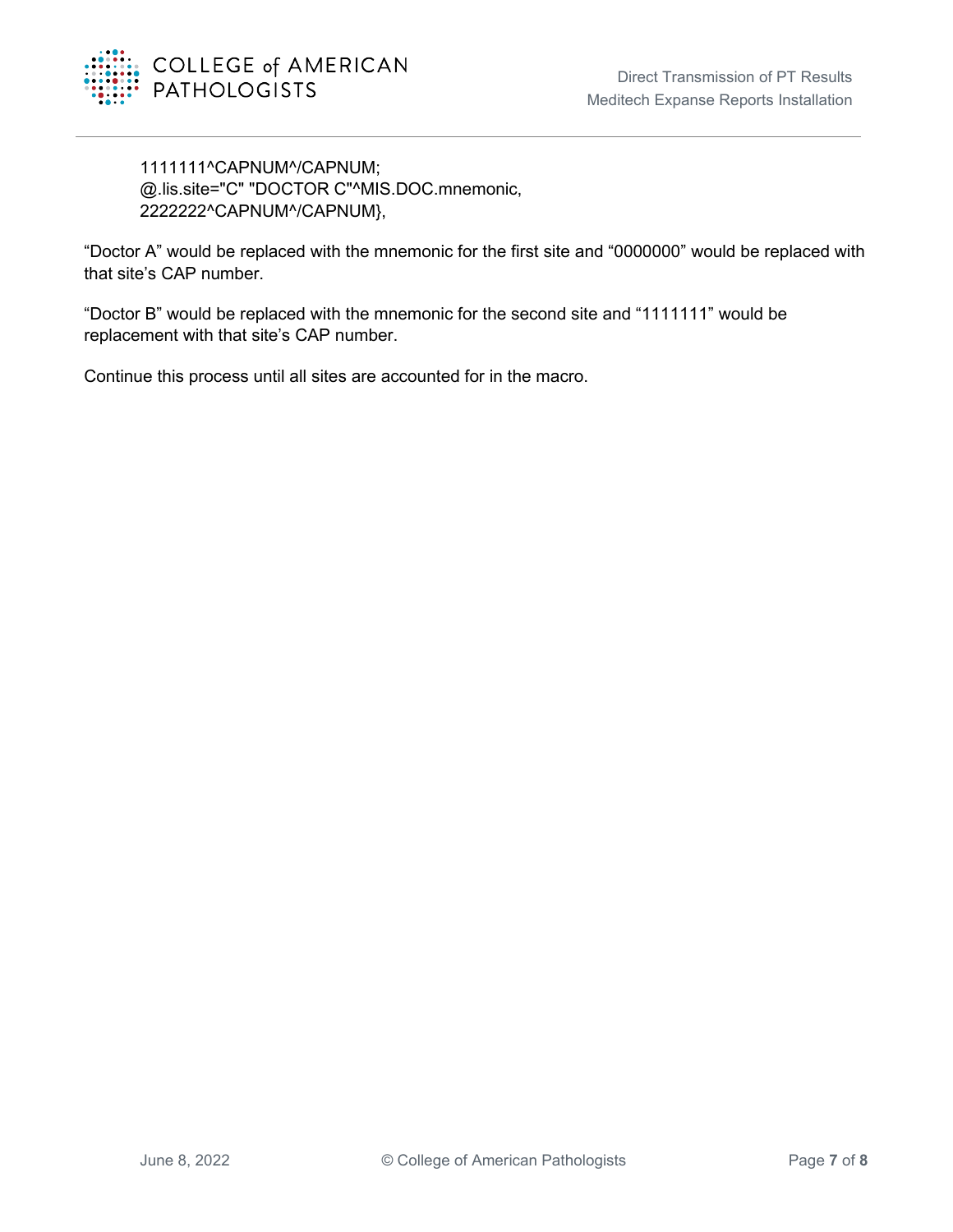```
1111111^CAPNUM^/CAPNUM;
@.lis.site="C" "DOCTOR C"^MIS.DOC.mnemonic,
2222222^CAPNUM^/CAPNUM},
```

“Doctor A” would be replaced with the mnemonic for the first site and “0000000” would be replaced with that site’s CAP number.

“Doctor B” would be replaced with the mnemonic for the second site and “1111111” would be replacement with that site’s CAP number.

Continue this process until all sites are accounted for in the macro.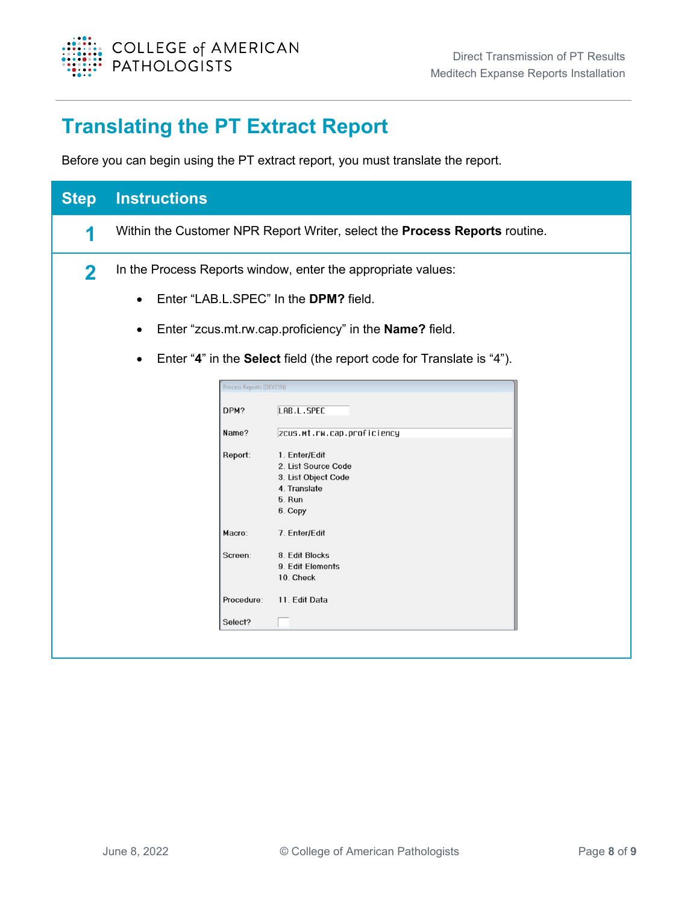# Translating the PT Extract Report

Before you can begin using the PT extract report, you must translate the report.

| Step | Instructions |
|---|---|
| 1 | Within the Customer NPR Report Writer, select the **Process Reports** routine. |
| 2 | In the Process Reports window, enter the appropriate values:<br>• Enter "LAB.L.SPEC" In the **DPM?** field.<br>• Enter "zcus.mt.rw.cap.proficiency" in the **Name?** field.<br>• Enter "**4**" in the **Select** field (the report code for Translate is "4"). |

Process Reports (DEV21N)

DPM? LAB.L.SPEC

Name? zcus.mt.rw.cap.proficiency

Report:
1. Enter/Edit
2. List Source Code
3. List Object Code
4. Translate
5. Run
6. Copy

Macro: 7. Enter/Edit

Screen:
8. Edit Blocks
9. Edit Elements
10. Check

Procedure: 11. Edit Data

Select?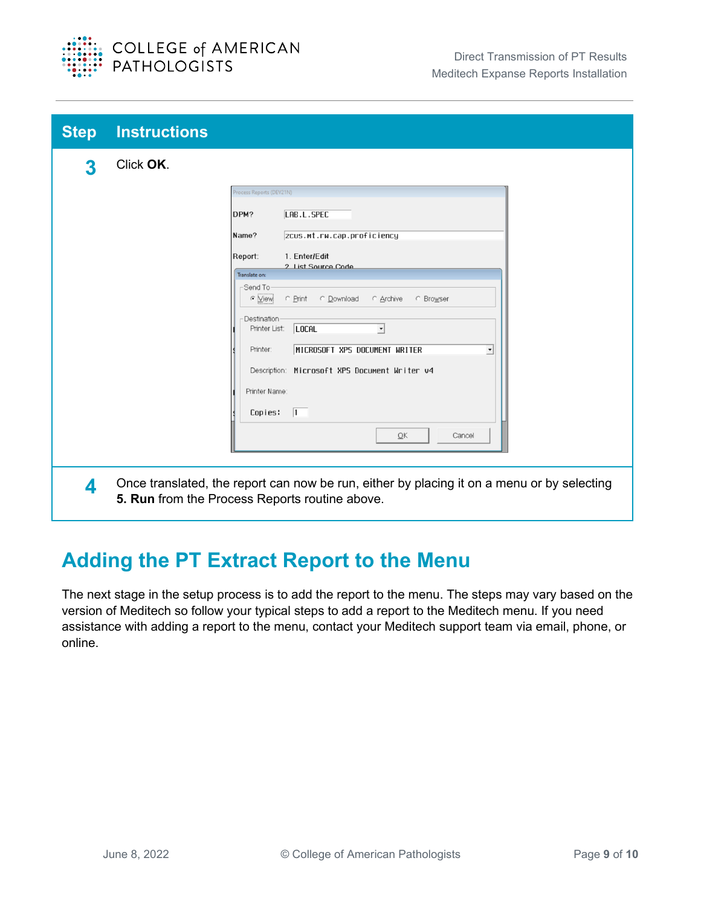| Step | Instructions |
| --- | --- |
| 3 | Click **OK**. |
| 4 | Once translated, the report can now be run, either by placing it on a menu or by selecting **5. Run** from the Process Reports routine above. |

## Adding the PT Extract Report to the Menu

The next stage in the setup process is to add the report to the menu. The steps may vary based on the version of Meditech so follow your typical steps to add a report to the Meditech menu. If you need assistance with adding a report to the menu, contact your Meditech support team via email, phone, or online.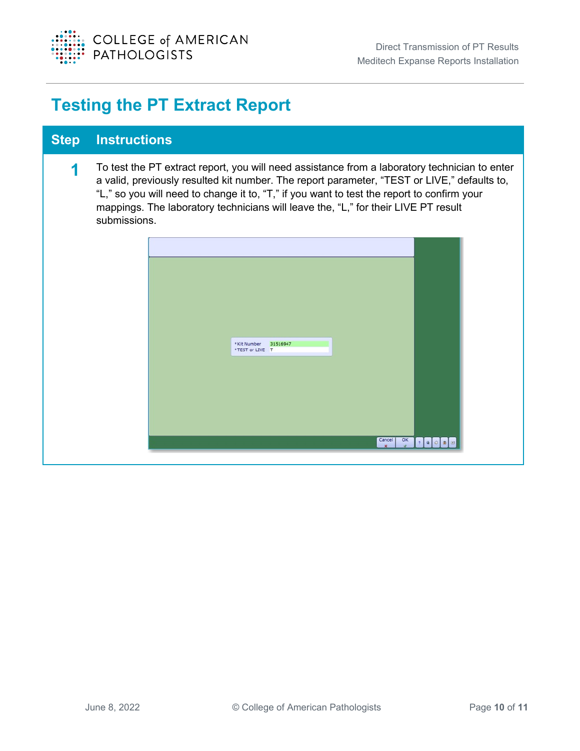# Testing the PT Extract Report

| Step | Instructions |
| --- | --- |
| 1 | To test the PT extract report, you will need assistance from a laboratory technician to enter a valid, previously resulted kit number. The report parameter, “TEST or LIVE,” defaults to, “L,” so you will need to change it to, “T,” if you want to test the report to confirm your mappings. The laboratory technicians will leave the, “L,” for their LIVE PT result submissions. |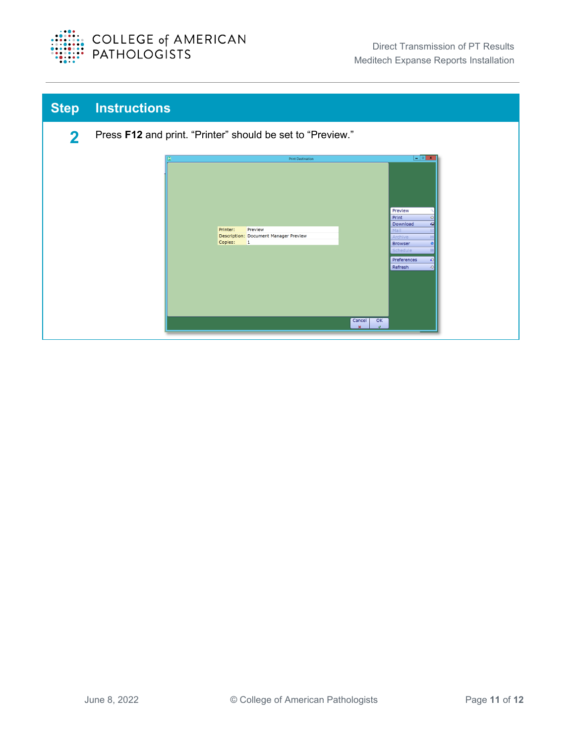| Step | Instructions |
| --- | --- |
| **2** | Press **F12** and print. “Printer” should be set to “Preview.” |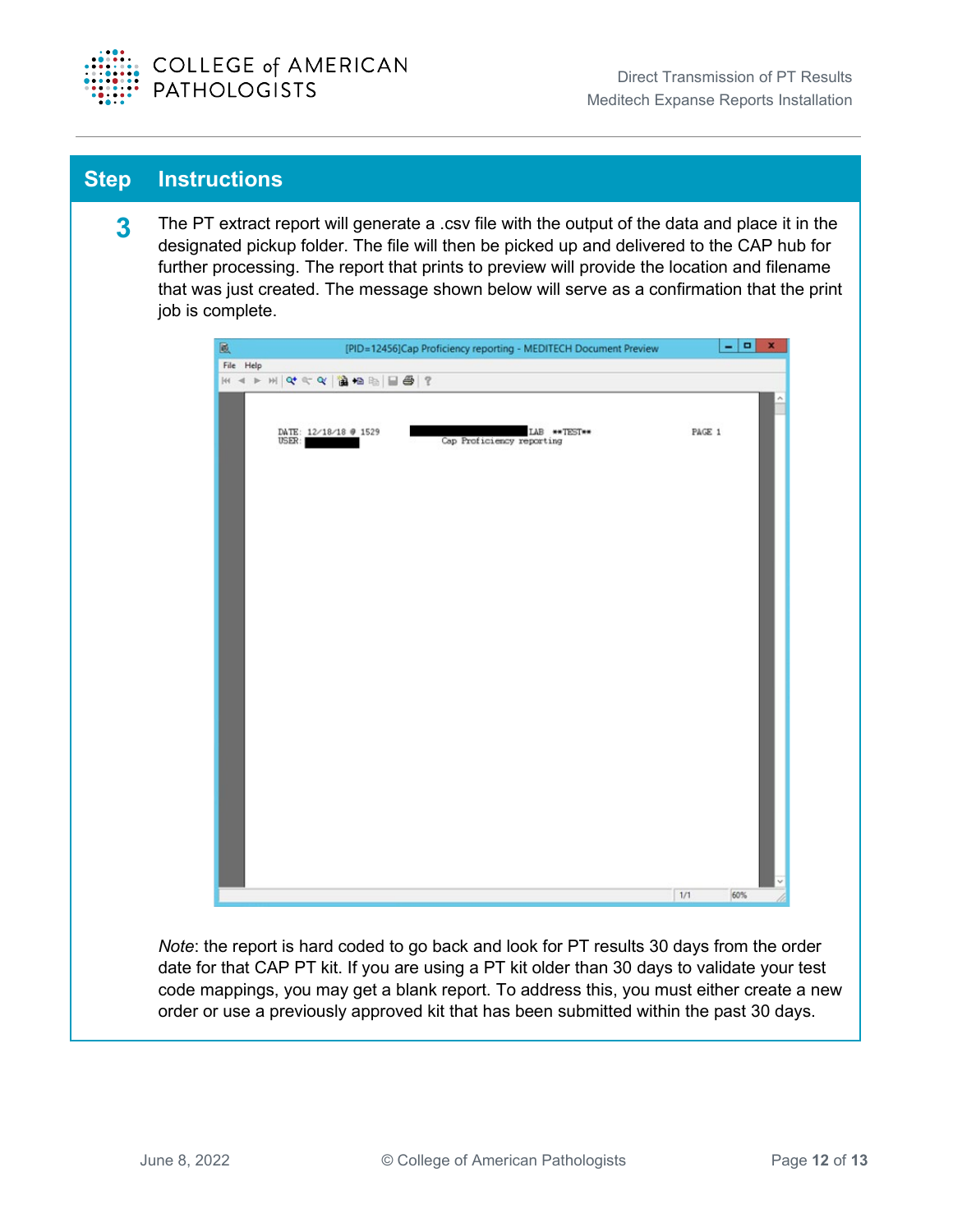| Step | Instructions |
|---|---|
| 3 | The PT extract report will generate a .csv file with the output of the data and place it in the designated pickup folder. The file will then be picked up and delivered to the CAP hub for further processing. The report that prints to preview will provide the location and filename that was just created. The message shown below will serve as a confirmation that the print job is complete. |

*Note*: the report is hard coded to go back and look for PT results 30 days from the order date for that CAP PT kit. If you are using a PT kit older than 30 days to validate your test code mappings, you may get a blank report. To address this, you must either create a new order or use a previously approved kit that has been submitted within the past 30 days.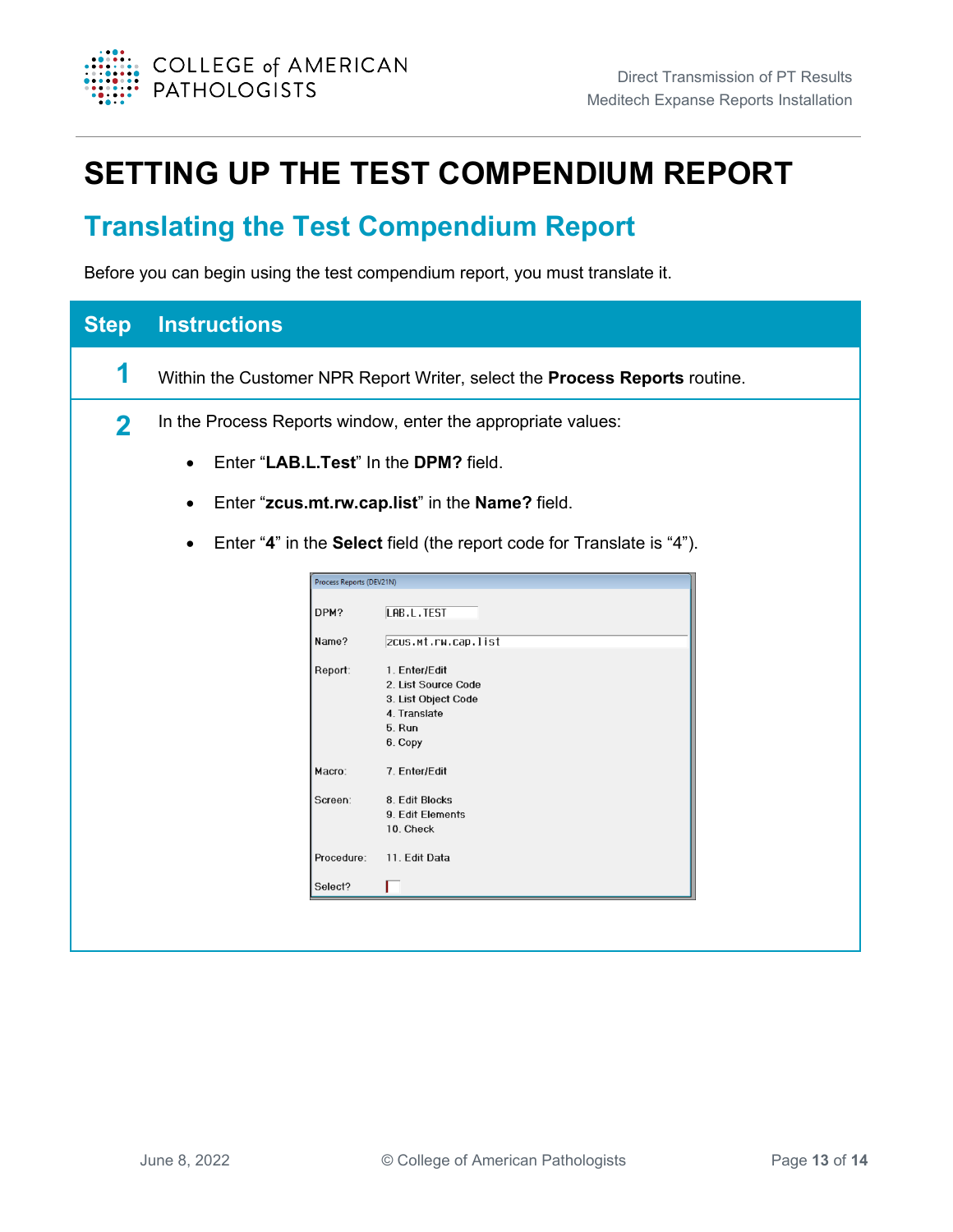# SETTING UP THE TEST COMPENDIUM REPORT

## Translating the Test Compendium Report

Before you can begin using the test compendium report, you must translate it.

| Step | Instructions |
| --- | --- |
| 1 | Within the Customer NPR Report Writer, select the **Process Reports** routine. |
| 2 | In the Process Reports window, enter the appropriate values:<br>• Enter "**LAB.L.Test**" In the **DPM?** field.<br>• Enter "**zcus.mt.rw.cap.list**" in the **Name?** field.<br>• Enter "**4**" in the **Select** field (the report code for Translate is "4"). |

```
Process Reports (DEV21N)

DPM?        LAB.L.TEST

Name?       zcus.mt.rw.cap.list

Report:     1. Enter/Edit
            2. List Source Code
            3. List Object Code
            4. Translate
            5. Run
            6. Copy

Macro:      7. Enter/Edit

Screen:     8. Edit Blocks
            9. Edit Elements
            10. Check

Procedure:  11. Edit Data

Select?
```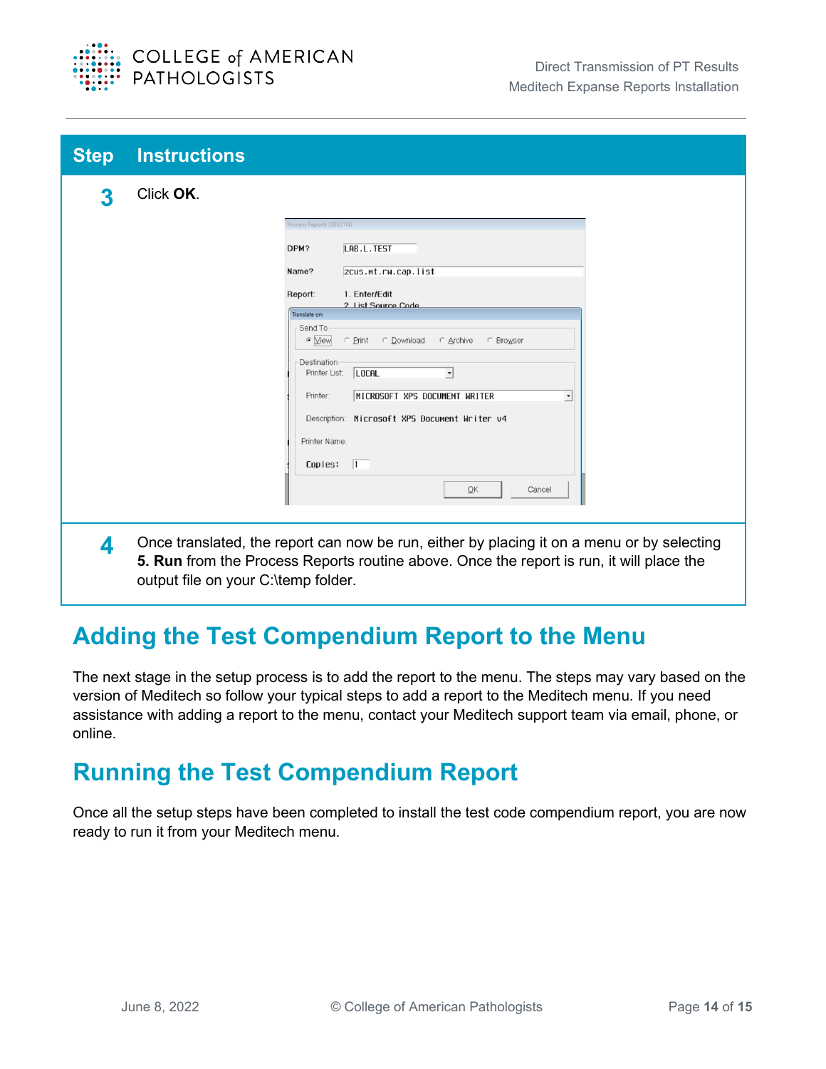| Step | Instructions |
| --- | --- |
| 3 | Click **OK**. |
| 4 | Once translated, the report can now be run, either by placing it on a menu or by selecting **5. Run** from the Process Reports routine above. Once the report is run, it will place the output file on your C:\temp folder. |

## Adding the Test Compendium Report to the Menu

The next stage in the setup process is to add the report to the menu. The steps may vary based on the version of Meditech so follow your typical steps to add a report to the Meditech menu. If you need assistance with adding a report to the menu, contact your Meditech support team via email, phone, or online.

## Running the Test Compendium Report

Once all the setup steps have been completed to install the test code compendium report, you are now ready to run it from your Meditech menu.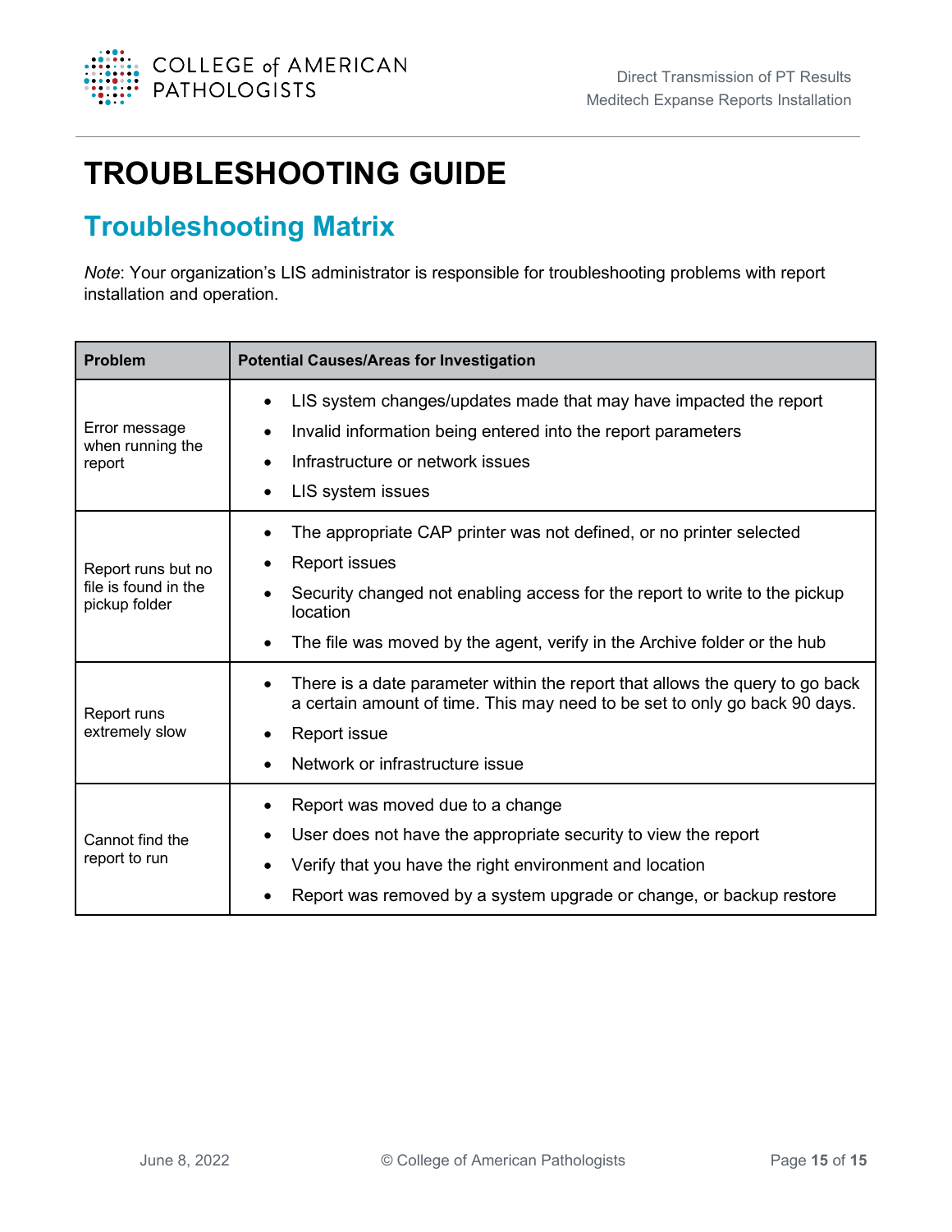# TROUBLESHOOTING GUIDE

## Troubleshooting Matrix

*Note*: Your organization's LIS administrator is responsible for troubleshooting problems with report installation and operation.

| Problem | Potential Causes/Areas for Investigation |
|---|---|
| Error message when running the report | • LIS system changes/updates made that may have impacted the report<br>• Invalid information being entered into the report parameters<br>• Infrastructure or network issues<br>• LIS system issues |
| Report runs but no file is found in the pickup folder | • The appropriate CAP printer was not defined, or no printer selected<br>• Report issues<br>• Security changed not enabling access for the report to write to the pickup location<br>• The file was moved by the agent, verify in the Archive folder or the hub |
| Report runs extremely slow | • There is a date parameter within the report that allows the query to go back a certain amount of time. This may need to be set to only go back 90 days.<br>• Report issue<br>• Network or infrastructure issue |
| Cannot find the report to run | • Report was moved due to a change<br>• User does not have the appropriate security to view the report<br>• Verify that you have the right environment and location<br>• Report was removed by a system upgrade or change, or backup restore |